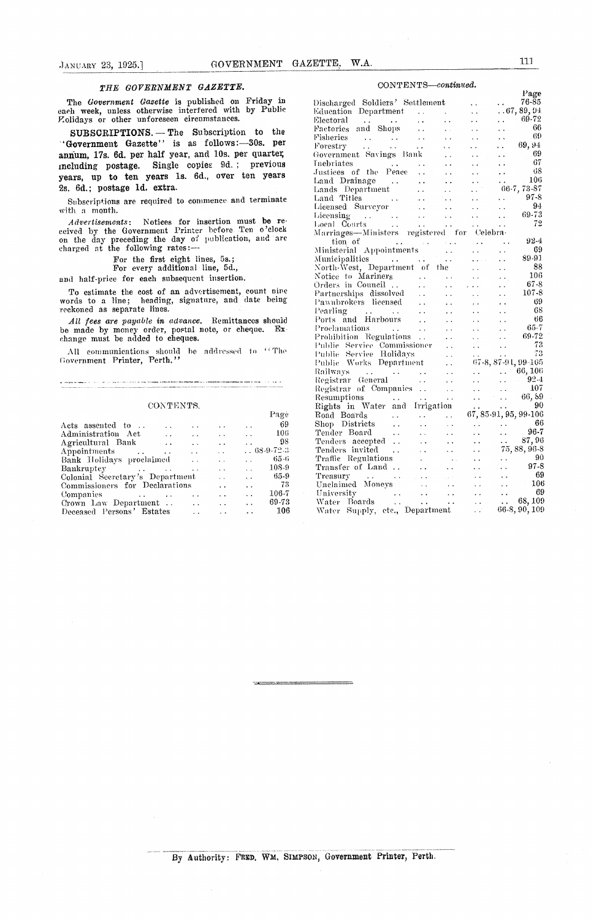## THE GOVERNMENT GAZETTE.

The *Government Gazette* is published on Friday in each week, unless otherwise interfered with by Public Holidays or other unforeseen circumstances.

**SUBSCRIPTIONS.** — The Subscription to the "Government Gazette" is as follows:—30s. per annum, 17s. 6d. per half year, and 10s. per quarter, including postage. Single copies 9d.; previous years, up to ten years 1s. 6d., over ten years 2s. 6d.; postage 1d. extra.

Subscriptions are required to commence and terminate with a month.

*Advertisements*: Notices for insertion must be received by the Government Printer before Ten o'clock on the day preceding the day of publication, and are charged at the following rates:—

For the first eight lines, 5s.;
For every additional line, 5d.,

and half-price for each subsequent insertion.

To estimate the cost of an advertisement, count nine words to a line; heading, signature, and date being reckoned as separate lines.

*All fees are payable in advance.* Remittances should be made by money order, postal note, or cheque. Exchange must be added to cheques.

All communications should be addressed to "The Government Printer, Perth."

## CONTENTS.

| | Page |
|---|---|
| Acts assented to | 69 |
| Administration Act | 106 |
| Agricultural Bank | 98 |
| Appointments | 68-9-72-3 |
| Bank Holidays proclaimed | 65-6 |
| Bankruptcy | 108-9 |
| Colonial Secretary's Department | 65-9 |
| Commissioners for Declarations | 73 |
| Companies | 106-7 |
| Crown Law Department | 69-73 |
| Deceased Persons' Estates | 106 |
| Discharged Soldiers' Settlement | 76-85 |
| Education Department | 67, 89, 94 |
| Electoral | 69-72 |
| Factories and Shops | 66 |
| Fisheries | 69 |
| Forestry | 69, 94 |
| Government Savings Bank | 69 |
| Inebriates | 67 |
| Justices of the Peace | 68 |
| Land Drainage | 106 |
| Lands Department | 66-7, 73-87 |
| Land Titles | 97-8 |
| Licensed Surveyor | 94 |
| Licensing | 69-73 |
| Local Courts | 72 |
| Marriages—Ministers registered for Celebration of | 92-4 |
| Ministerial Appointments | 69 |
| Municipalities | 89-91 |
| North-West, Department of the | 88 |
| Notice to Mariners | 106 |
| Orders in Council | 67-8 |
| Partnerships dissolved | 107-8 |
| Pawnbrokers licensed | 69 |
| Pearling | 68 |
| Ports and Harbours | 66 |
| Proclamations | 65-7 |
| Prohibition Regulations | 69-72 |
| Public Service Commissioner | 73 |
| Public Service Holidays | 73 |
| Public Works Department | 67-8, 87-91, 99-105 |
| Railways | 66, 106 |
| Registrar General | 92-4 |
| Registrar of Companies | 107 |
| Resumptions | 66, 89 |
| Rights in Water and Irrigation | 90 |
| Road Boards | 67, 85-91, 95, 99-106 |
| Shop Districts | 66 |
| Tender Board | 96-7 |
| Tenders accepted | 87, 96 |
| Tenders invited | 75, 88, 96-8 |
| Traffic Regulations | 90 |
| Transfer of Land | 97-8 |
| Treasury | 69 |
| Unclaimed Moneys | 106 |
| University | 69 |
| Water Boards | 68, 109 |
| Water Supply, etc., Department | 66-8, 90, 109 |

By Authority: FRED. WM. SIMPSON, Government Printer, Perth.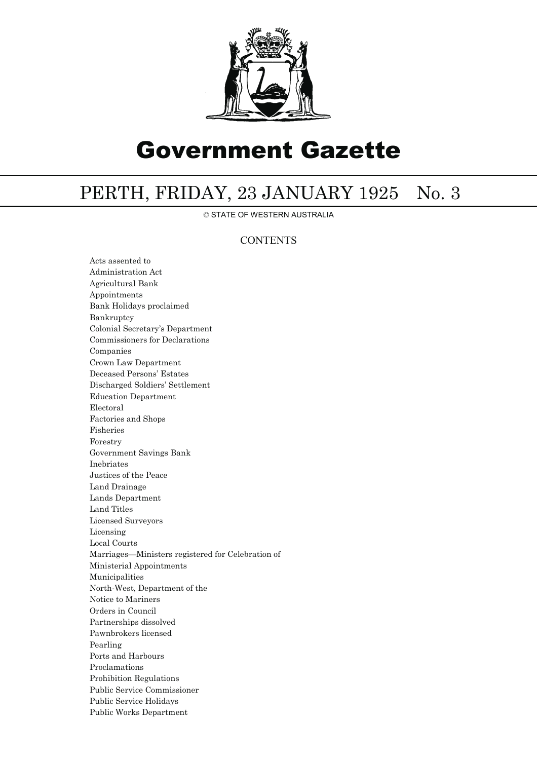# Government Gazette

## PERTH, FRIDAY, 23 JANUARY 1925 No. 3

© STATE OF WESTERN AUSTRALIA

### CONTENTS

Acts assented to
Administration Act
Agricultural Bank
Appointments
Bank Holidays proclaimed
Bankruptcy
Colonial Secretary's Department
Commissioners for Declarations
Companies
Crown Law Department
Deceased Persons' Estates
Discharged Soldiers' Settlement
Education Department
Electoral
Factories and Shops
Fisheries
Forestry
Government Savings Bank
Inebriates
Justices of the Peace
Land Drainage
Lands Department
Land Titles
Licensed Surveyors
Licensing
Local Courts
Marriages—Ministers registered for Celebration of
Ministerial Appointments
Municipalities
North-West, Department of the
Notice to Mariners
Orders in Council
Partnerships dissolved
Pawnbrokers licensed
Pearling
Ports and Harbours
Proclamations
Prohibition Regulations
Public Service Commissioner
Public Service Holidays
Public Works Department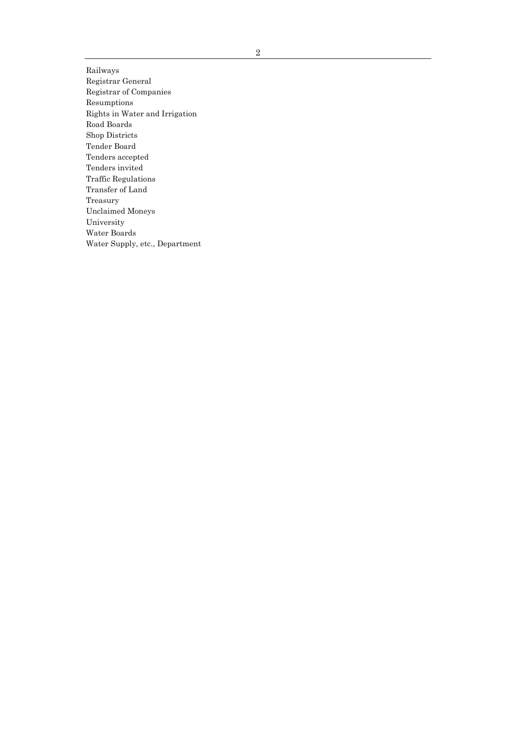Railways
Registrar General
Registrar of Companies
Resumptions
Rights in Water and Irrigation
Road Boards
Shop Districts
Tender Board
Tenders accepted
Tenders invited
Traffic Regulations
Transfer of Land
Treasury
Unclaimed Moneys
University
Water Boards
Water Supply, etc., Department